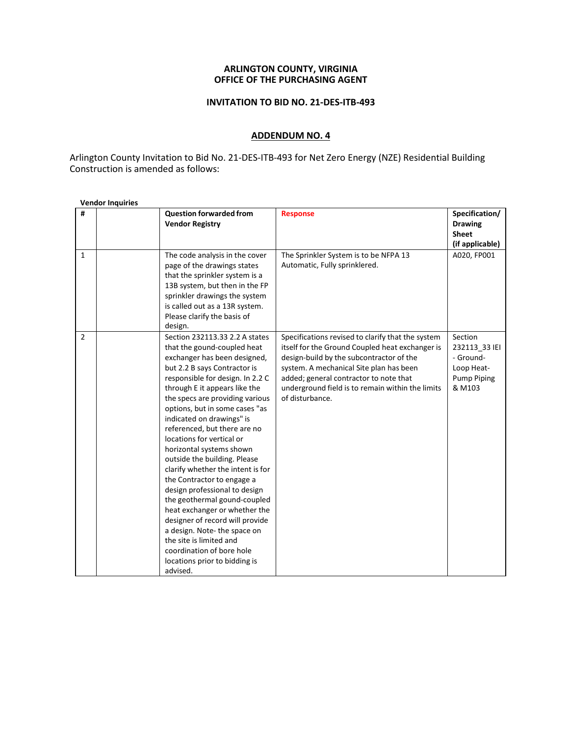**ARLINGTON COUNTY, VIRGINIA**
**OFFICE OF THE PURCHASING AGENT**

**INVITATION TO BID NO. 21-DES-ITB-493**

## ADDENDUM NO. 4

Arlington County Invitation to Bid No. 21-DES-ITB-493 for Net Zero Energy (NZE) Residential Building Construction is amended as follows:

**Vendor Inquiries**

| # | | Question forwarded from Vendor Registry | Response | Specification/ Drawing Sheet (if applicable) |
|---|---|---|---|---|
| 1 | | The code analysis in the cover page of the drawings states that the sprinkler system is a 13B system, but then in the FP sprinkler drawings the system is called out as a 13R system. Please clarify the basis of design. | The Sprinkler System is to be NFPA 13 Automatic, Fully sprinklered. | A020, FP001 |
| 2 | | Section 232113.33 2.2 A states that the gound-coupled heat exchanger has been designed, but 2.2 B says Contractor is responsible for design. In 2.2 C through E it appears like the the specs are providing various options, but in some cases "as indicated on drawings" is referenced, but there are no locations for vertical or horizontal systems shown outside the building. Please clarify whether the intent is for the Contractor to engage a design professional to design the geothermal gound-coupled heat exchanger or whether the designer of record will provide a design. Note- the space on the site is limited and coordination of bore hole locations prior to bidding is advised. | Specifications revised to clarify that the system itself for the Ground Coupled heat exchanger is design-build by the subcontractor of the system. A mechanical Site plan has been added; general contractor to note that underground field is to remain within the limits of disturbance. | Section 232113_33 IEI - Ground-Loop Heat-Pump Piping & M103 |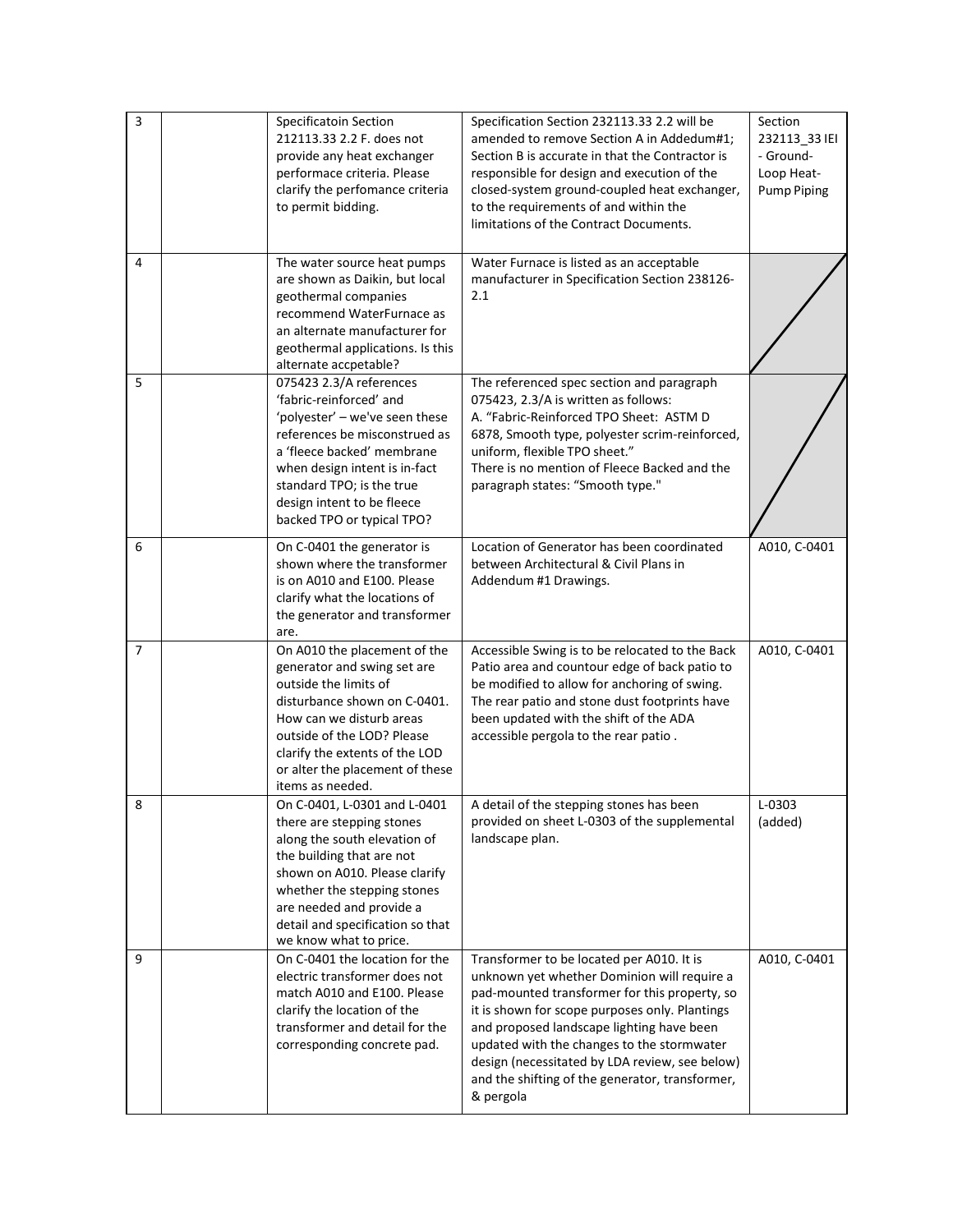| | | | | |
|---|---|---|---|---|
| 3 | | Specificatoin Section 212113.33 2.2 F. does not provide any heat exchanger performace criteria. Please clarify the perfomance criteria to permit bidding. | Specification Section 232113.33 2.2 will be amended to remove Section A in Addedum#1; Section B is accurate in that the Contractor is responsible for design and execution of the closed-system ground-coupled heat exchanger, to the requirements of and within the limitations of the Contract Documents. | Section 232113_33 IEI - Ground-Loop Heat-Pump Piping |
| 4 | | The water source heat pumps are shown as Daikin, but local geothermal companies recommend WaterFurnace as an alternate manufacturer for geothermal applications. Is this alternate accpetable? | Water Furnace is listed as an acceptable manufacturer in Specification Section 238126-2.1 | |
| 5 | | 075423 2.3/A references 'fabric-reinforced' and 'polyester' – we've seen these references be misconstrued as a 'fleece backed' membrane when design intent is in-fact standard TPO; is the true design intent to be fleece backed TPO or typical TPO? | The referenced spec section and paragraph 075423, 2.3/A is written as follows: A. "Fabric-Reinforced TPO Sheet: ASTM D 6878, Smooth type, polyester scrim-reinforced, uniform, flexible TPO sheet." There is no mention of Fleece Backed and the paragraph states: "Smooth type." | |
| 6 | | On C-0401 the generator is shown where the transformer is on A010 and E100. Please clarify what the locations of the generator and transformer are. | Location of Generator has been coordinated between Architectural & Civil Plans in Addendum #1 Drawings. | A010, C-0401 |
| 7 | | On A010 the placement of the generator and swing set are outside the limits of disturbance shown on C-0401. How can we disturb areas outside of the LOD? Please clarify the extents of the LOD or alter the placement of these items as needed. | Accessible Swing is to be relocated to the Back Patio area and countour edge of back patio to be modified to allow for anchoring of swing. The rear patio and stone dust footprints have been updated with the shift of the ADA accessible pergola to the rear patio . | A010, C-0401 |
| 8 | | On C-0401, L-0301 and L-0401 there are stepping stones along the south elevation of the building that are not shown on A010. Please clarify whether the stepping stones are needed and provide a detail and specification so that we know what to price. | A detail of the stepping stones has been provided on sheet L-0303 of the supplemental landscape plan. | L-0303 (added) |
| 9 | | On C-0401 the location for the electric transformer does not match A010 and E100. Please clarify the location of the transformer and detail for the corresponding concrete pad. | Transformer to be located per A010. It is unknown yet whether Dominion will require a pad-mounted transformer for this property, so it is shown for scope purposes only. Plantings and proposed landscape lighting have been updated with the changes to the stormwater design (necessitated by LDA review, see below) and the shifting of the generator, transformer, & pergola | A010, C-0401 |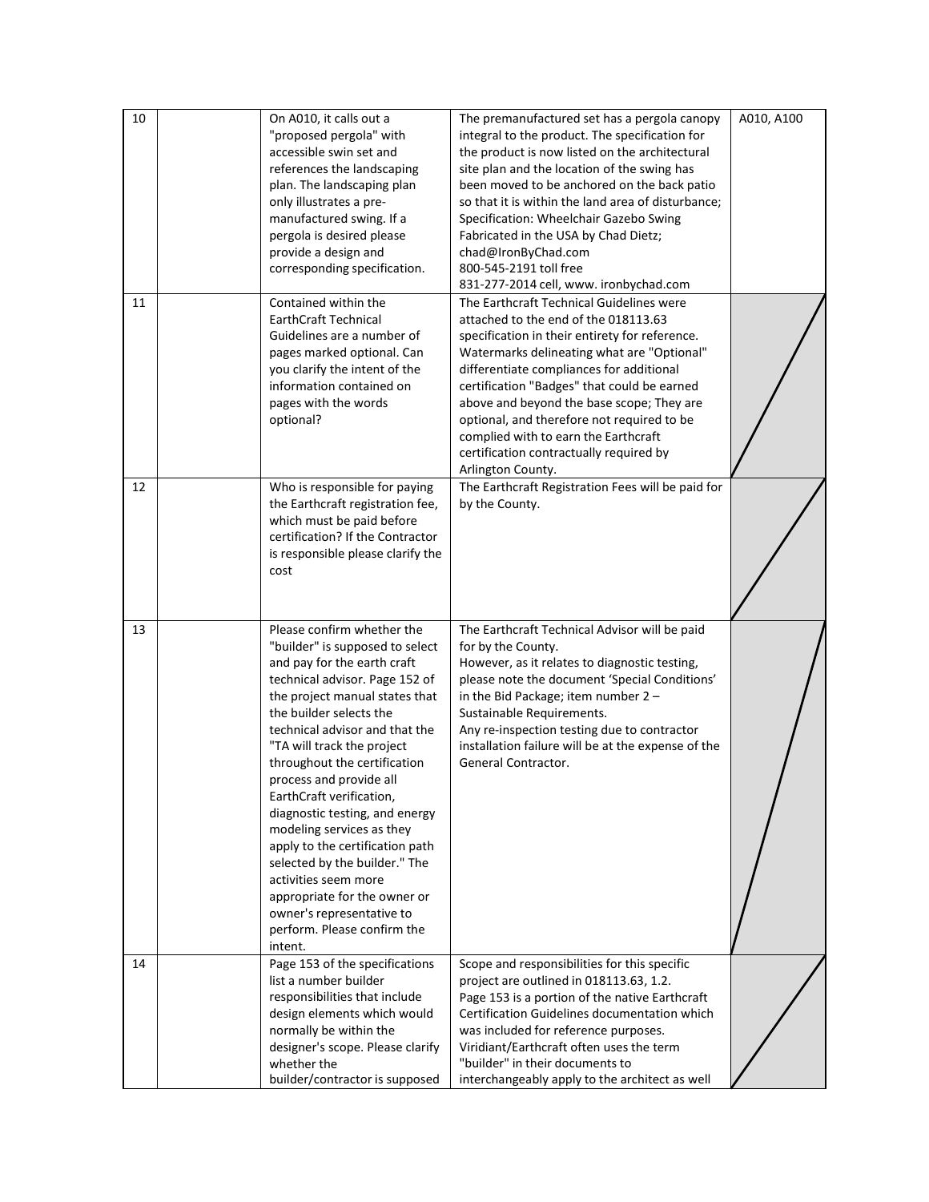| | | | | |
|---|---|---|---|---|
| 10 | | On A010, it calls out a "proposed pergola" with accessible swin set and references the landscaping plan. The landscaping plan only illustrates a pre-manufactured swing. If a pergola is desired please provide a design and corresponding specification. | The premanufactured set has a pergola canopy integral to the product. The specification for the product is now listed on the architectural site plan and the location of the swing has been moved to be anchored on the back patio so that it is within the land area of disturbance; Specification: Wheelchair Gazebo Swing Fabricated in the USA by Chad Dietz; chad@IronByChad.com 800-545-2191 toll free 831-277-2014 cell, www. ironbychad.com | A010, A100 |
| 11 | | Contained within the EarthCraft Technical Guidelines are a number of pages marked optional. Can you clarify the intent of the information contained on pages with the words optional? | The Earthcraft Technical Guidelines were attached to the end of the 018113.63 specification in their entirety for reference. Watermarks delineating what are "Optional" differentiate compliances for additional certification "Badges" that could be earned above and beyond the base scope; They are optional, and therefore not required to be complied with to earn the Earthcraft certification contractually required by Arlington County. | |
| 12 | | Who is responsible for paying the Earthcraft registration fee, which must be paid before certification? If the Contractor is responsible please clarify the cost | The Earthcraft Registration Fees will be paid for by the County. | |
| 13 | | Please confirm whether the "builder" is supposed to select and pay for the earth craft technical advisor. Page 152 of the project manual states that the builder selects the technical advisor and that the "TA will track the project throughout the certification process and provide all EarthCraft verification, diagnostic testing, and energy modeling services as they apply to the certification path selected by the builder." The activities seem more appropriate for the owner or owner's representative to perform. Please confirm the intent. | The Earthcraft Technical Advisor will be paid for by the County. However, as it relates to diagnostic testing, please note the document 'Special Conditions' in the Bid Package; item number 2 – Sustainable Requirements. Any re-inspection testing due to contractor installation failure will be at the expense of the General Contractor. | |
| 14 | | Page 153 of the specifications list a number builder responsibilities that include design elements which would normally be within the designer's scope. Please clarify whether the builder/contractor is supposed | Scope and responsibilities for this specific project are outlined in 018113.63, 1.2. Page 153 is a portion of the native Earthcraft Certification Guidelines documentation which was included for reference purposes. Viridiant/Earthcraft often uses the term "builder" in their documents to interchangeably apply to the architect as well | |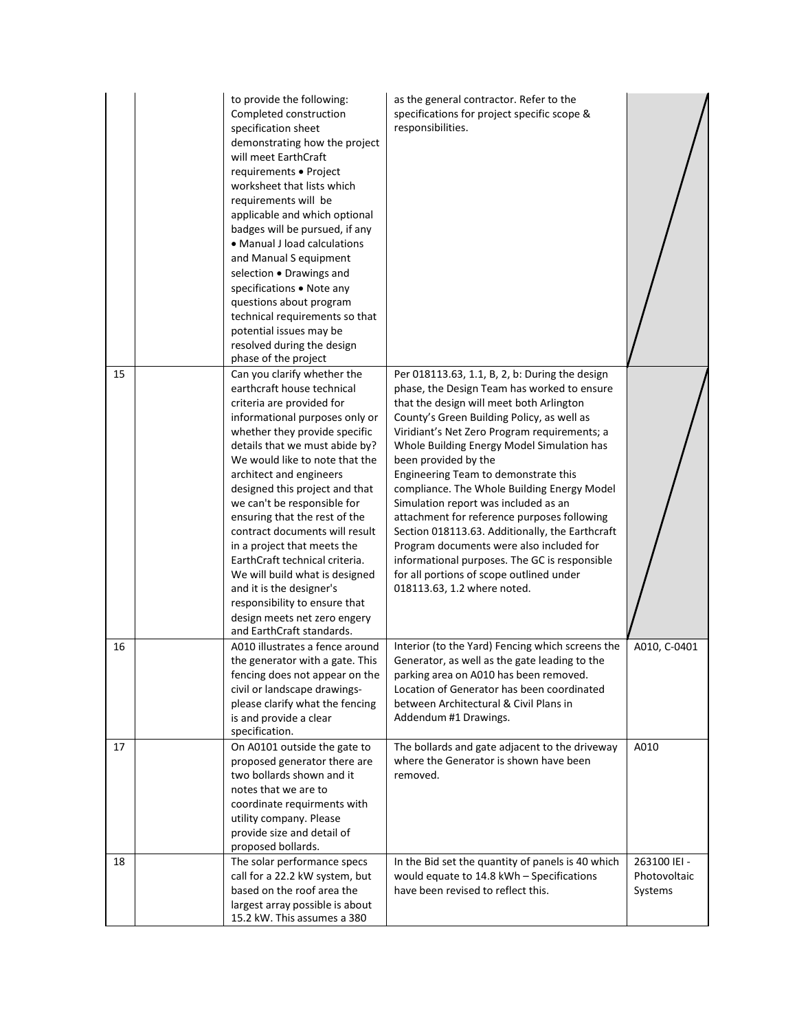| | | | | |
|---|---|---|---|---|
| | | to provide the following: Completed construction specification sheet demonstrating how the project will meet EarthCraft requirements • Project worksheet that lists which requirements will be applicable and which optional badges will be pursued, if any • Manual J load calculations and Manual S equipment selection • Drawings and specifications • Note any questions about program technical requirements so that potential issues may be resolved during the design phase of the project | as the general contractor. Refer to the specifications for project specific scope & responsibilities. | |
| 15 | | Can you clarify whether the earthcraft house technical criteria are provided for informational purposes only or whether they provide specific details that we must abide by? We would like to note that the architect and engineers designed this project and that we can't be responsible for ensuring that the rest of the contract documents will result in a project that meets the EarthCraft technical criteria. We will build what is designed and it is the designer's responsibility to ensure that design meets net zero engery and EarthCraft standards. | Per 018113.63, 1.1, B, 2, b: During the design phase, the Design Team has worked to ensure that the design will meet both Arlington County's Green Building Policy, as well as Viridiant's Net Zero Program requirements; a Whole Building Energy Model Simulation has been provided by the Engineering Team to demonstrate this compliance. The Whole Building Energy Model Simulation report was included as an attachment for reference purposes following Section 018113.63. Additionally, the Earthcraft Program documents were also included for informational purposes. The GC is responsible for all portions of scope outlined under 018113.63, 1.2 where noted. | |
| 16 | | A010 illustrates a fence around the generator with a gate. This fencing does not appear on the civil or landscape drawings- please clarify what the fencing is and provide a clear specification. | Interior (to the Yard) Fencing which screens the Generator, as well as the gate leading to the parking area on A010 has been removed. Location of Generator has been coordinated between Architectural & Civil Plans in Addendum #1 Drawings. | A010, C-0401 |
| 17 | | On A0101 outside the gate to proposed generator there are two bollards shown and it notes that we are to coordinate requirments with utility company. Please provide size and detail of proposed bollards. | The bollards and gate adjacent to the driveway where the Generator is shown have been removed. | A010 |
| 18 | | The solar performance specs call for a 22.2 kW system, but based on the roof area the largest array possible is about 15.2 kW. This assumes a 380 | In the Bid set the quantity of panels is 40 which would equate to 14.8 kWh – Specifications have been revised to reflect this. | 263100 IEI - Photovoltaic Systems |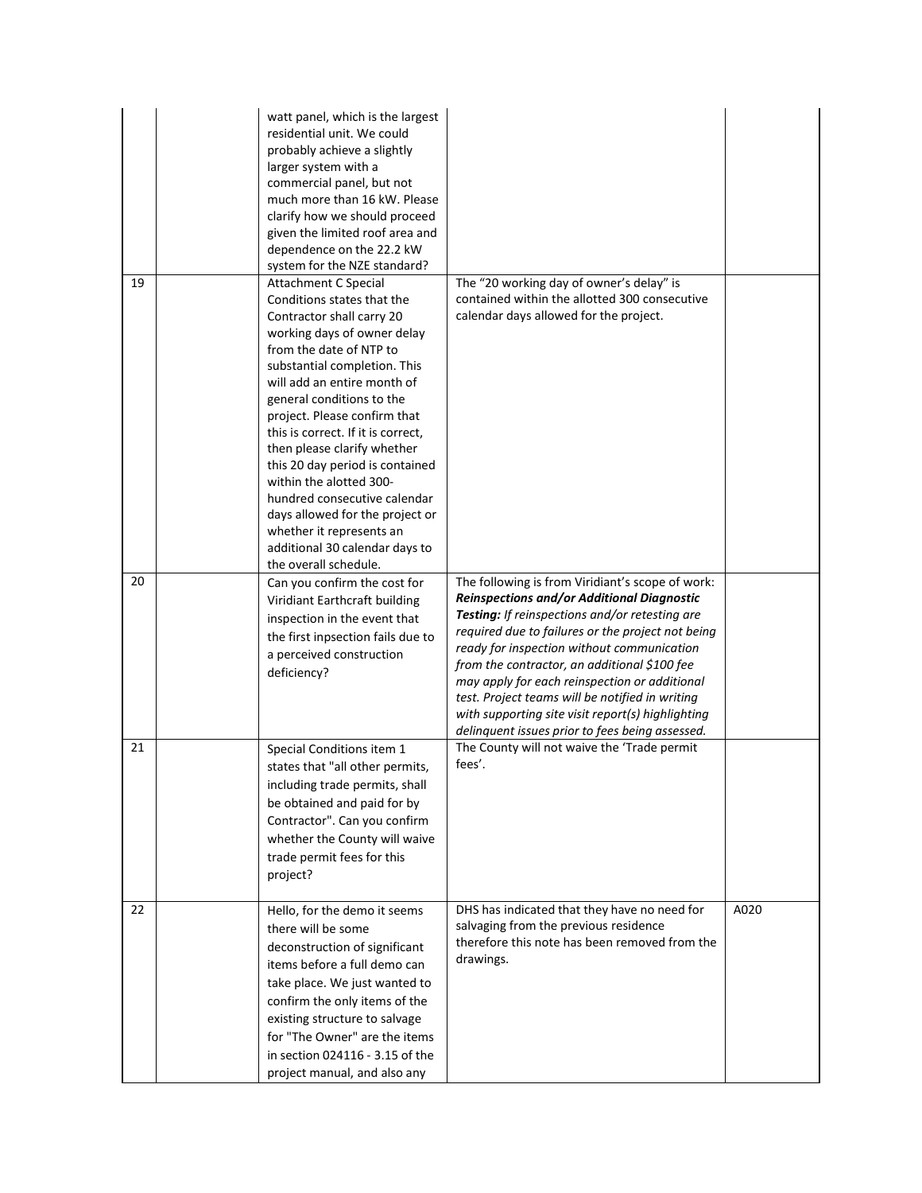| | | | | |
|---|---|---|---|---|
| | | watt panel, which is the largest residential unit. We could probably achieve a slightly larger system with a commercial panel, but not much more than 16 kW. Please clarify how we should proceed given the limited roof area and dependence on the 22.2 kW system for the NZE standard? | | |
| 19 | | Attachment C Special Conditions states that the Contractor shall carry 20 working days of owner delay from the date of NTP to substantial completion. This will add an entire month of general conditions to the project. Please confirm that this is correct. If it is correct, then please clarify whether this 20 day period is contained within the alotted 300-hundred consecutive calendar days allowed for the project or whether it represents an additional 30 calendar days to the overall schedule. | The "20 working day of owner's delay" is contained within the allotted 300 consecutive calendar days allowed for the project. | |
| 20 | | Can you confirm the cost for Viridiant Earthcraft building inspection in the event that the first inpsection fails due to a perceived construction deficiency? | The following is from Viridiant's scope of work: ***Reinspections and/or Additional Diagnostic Testing:*** *If reinspections and/or retesting are required due to failures or the project not being ready for inspection without communication from the contractor, an additional $100 fee may apply for each reinspection or additional test. Project teams will be notified in writing with supporting site visit report(s) highlighting delinquent issues prior to fees being assessed.* | |
| 21 | | Special Conditions item 1 states that "all other permits, including trade permits, shall be obtained and paid for by Contractor". Can you confirm whether the County will waive trade permit fees for this project? | The County will not waive the 'Trade permit fees'. | |
| 22 | | Hello, for the demo it seems there will be some deconstruction of significant items before a full demo can take place. We just wanted to confirm the only items of the existing structure to salvage for "The Owner" are the items in section 024116 - 3.15 of the project manual, and also any | DHS has indicated that they have no need for salvaging from the previous residence therefore this note has been removed from the drawings. | A020 |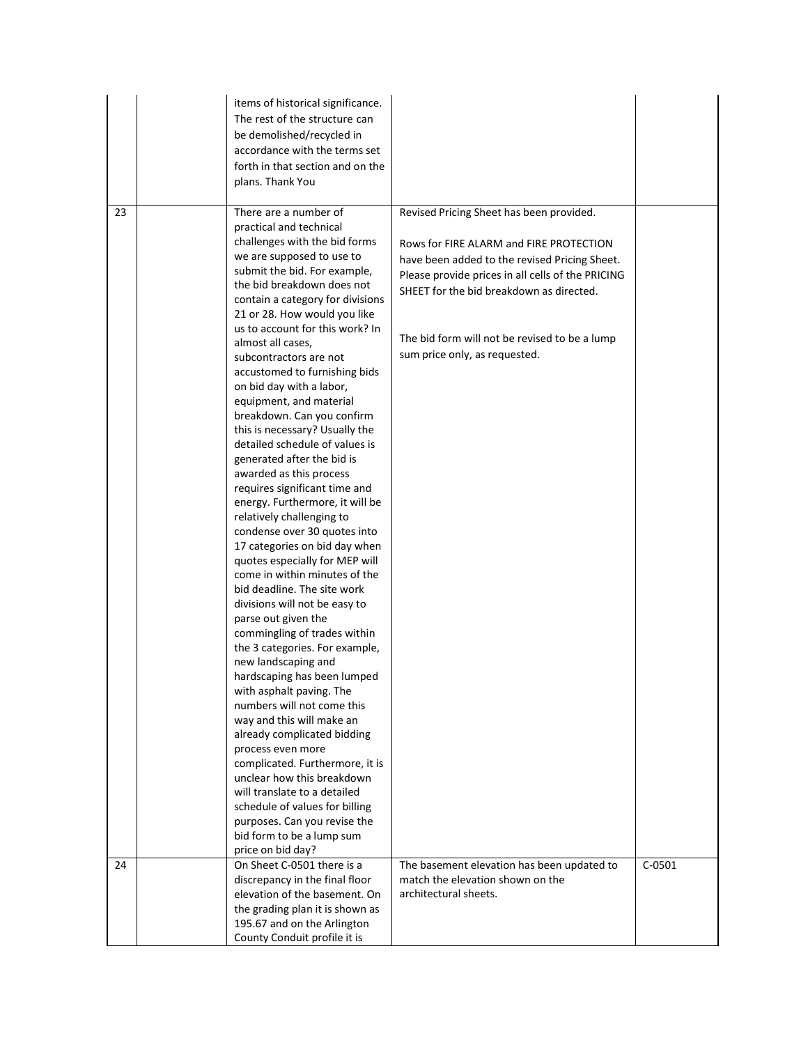| | | | | |
|---|---|---|---|---|
| | | items of historical significance. The rest of the structure can be demolished/recycled in accordance with the terms set forth in that section and on the plans. Thank You | | |
| 23 | | There are a number of practical and technical challenges with the bid forms we are supposed to use to submit the bid. For example, the bid breakdown does not contain a category for divisions 21 or 28. How would you like us to account for this work? In almost all cases, subcontractors are not accustomed to furnishing bids on bid day with a labor, equipment, and material breakdown. Can you confirm this is necessary? Usually the detailed schedule of values is generated after the bid is awarded as this process requires significant time and energy. Furthermore, it will be relatively challenging to condense over 30 quotes into 17 categories on bid day when quotes especially for MEP will come in within minutes of the bid deadline. The site work divisions will not be easy to parse out given the commingling of trades within the 3 categories. For example, new landscaping and hardscaping has been lumped with asphalt paving. The numbers will not come this way and this will make an already complicated bidding process even more complicated. Furthermore, it is unclear how this breakdown will translate to a detailed schedule of values for billing purposes. Can you revise the bid form to be a lump sum price on bid day? | Revised Pricing Sheet has been provided.<br><br>Rows for FIRE ALARM and FIRE PROTECTION have been added to the revised Pricing Sheet. Please provide prices in all cells of the PRICING SHEET for the bid breakdown as directed.<br><br>The bid form will not be revised to be a lump sum price only, as requested. | |
| 24 | | On Sheet C-0501 there is a discrepancy in the final floor elevation of the basement. On the grading plan it is shown as 195.67 and on the Arlington County Conduit profile it is | The basement elevation has been updated to match the elevation shown on the architectural sheets. | C-0501 |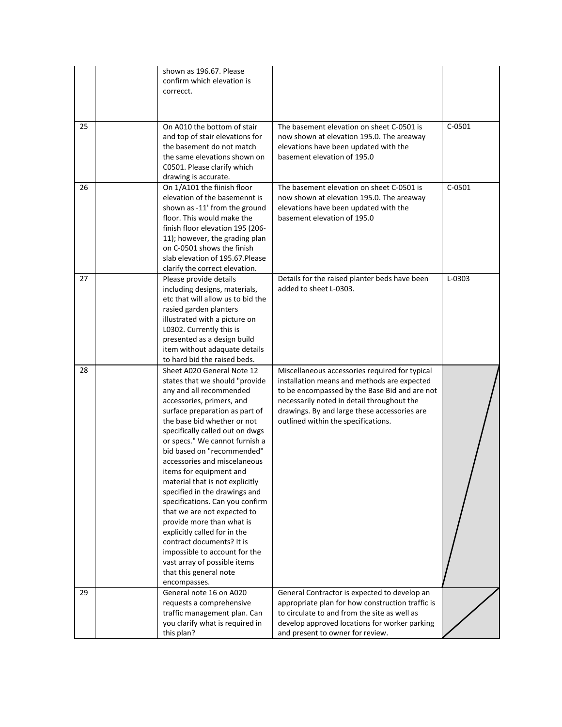|  |  |  |  |  |
|---|---|---|---|---|
|  |  | shown as 196.67. Please confirm which elevation is correcct. |  |  |
| 25 |  | On A010 the bottom of stair and top of stair elevations for the basement do not match the same elevations shown on C0501. Please clarify which drawing is accurate. | The basement elevation on sheet C-0501 is now shown at elevation 195.0. The areaway elevations have been updated with the basement elevation of 195.0 | C-0501 |
| 26 |  | On 1/A101 the fiinish floor elevation of the basemennt is shown as -11' from the ground floor. This would make the finish floor elevation 195 (206-11); however, the grading plan on C-0501 shows the finish slab elevation of 195.67.Please clarify the correct elevation. | The basement elevation on sheet C-0501 is now shown at elevation 195.0. The areaway elevations have been updated with the basement elevation of 195.0 | C-0501 |
| 27 |  | Please provide details including designs, materials, etc that will allow us to bid the rasied garden planters illustrated with a picture on L0302. Currently this is presented as a design build item without adaquate details to hard bid the raised beds. | Details for the raised planter beds have been added to sheet L-0303. | L-0303 |
| 28 |  | Sheet A020 General Note 12 states that we should "provide any and all recommended accessories, primers, and surface preparation as part of the base bid whether or not specifically called out on dwgs or specs." We cannot furnish a bid based on "recommended" accessories and miscelaneous items for equipment and material that is not explicitly specified in the drawings and specifications. Can you confirm that we are not expected to provide more than what is explicitly called for in the contract documents? It is impossible to account for the vast array of possible items that this general note encompasses. | Miscellaneous accessories required for typical installation means and methods are expected to be encompassed by the Base Bid and are not necessarily noted in detail throughout the drawings. By and large these accessories are outlined within the specifications. |  |
| 29 |  | General note 16 on A020 requests a comprehensive traffic management plan. Can you clarify what is required in this plan? | General Contractor is expected to develop an appropriate plan for how construction traffic is to circulate to and from the site as well as develop approved locations for worker parking and present to owner for review. |  |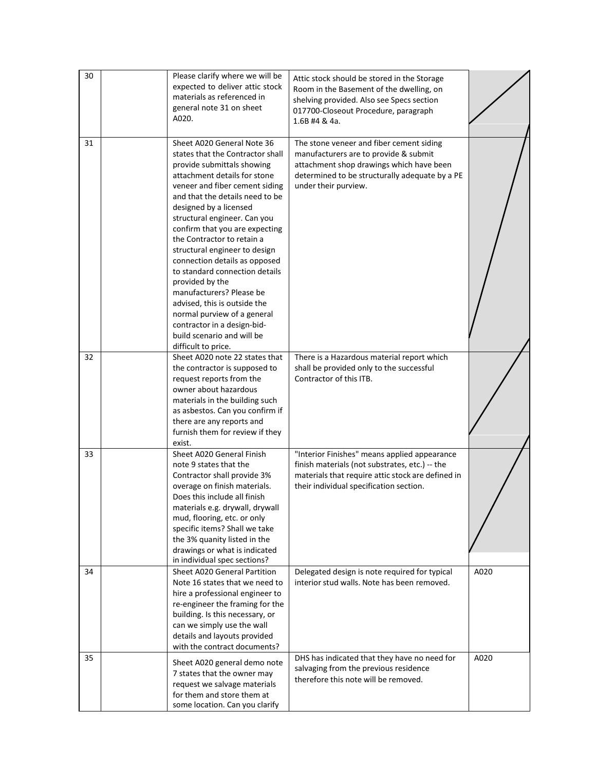| 30 | | Please clarify where we will be expected to deliver attic stock materials as referenced in general note 31 on sheet A020. | Attic stock should be stored in the Storage Room in the Basement of the dwelling, on shelving provided. Also see Specs section 017700-Closeout Procedure, paragraph 1.6B #4 & 4a. | |
|---|---|---|---|---|
| 31 | | Sheet A020 General Note 36 states that the Contractor shall provide submittals showing attachment details for stone veneer and fiber cement siding and that the details need to be designed by a licensed structural engineer. Can you confirm that you are expecting the Contractor to retain a structural engineer to design connection details as opposed to standard connection details provided by the manufacturers? Please be advised, this is outside the normal purview of a general contractor in a design-bid-build scenario and will be difficult to price. | The stone veneer and fiber cement siding manufacturers are to provide & submit attachment shop drawings which have been determined to be structurally adequate by a PE under their purview. | |
| 32 | | Sheet A020 note 22 states that the contractor is supposed to request reports from the owner about hazardous materials in the building such as asbestos. Can you confirm if there are any reports and furnish them for review if they exist. | There is a Hazardous material report which shall be provided only to the successful Contractor of this ITB. | |
| 33 | | Sheet A020 General Finish note 9 states that the Contractor shall provide 3% overage on finish materials. Does this include all finish materials e.g. drywall, drywall mud, flooring, etc. or only specific items? Shall we take the 3% quanity listed in the drawings or what is indicated in individual spec sections? | "Interior Finishes" means applied appearance finish materials (not substrates, etc.) -- the materials that require attic stock are defined in their individual specification section. | |
| 34 | | Sheet A020 General Partition Note 16 states that we need to hire a professional engineer to re-engineer the framing for the building. Is this necessary, or can we simply use the wall details and layouts provided with the contract documents? | Delegated design is note required for typical interior stud walls. Note has been removed. | A020 |
| 35 | | Sheet A020 general demo note 7 states that the owner may request we salvage materials for them and store them at some location. Can you clarify | DHS has indicated that they have no need for salvaging from the previous residence therefore this note will be removed. | A020 |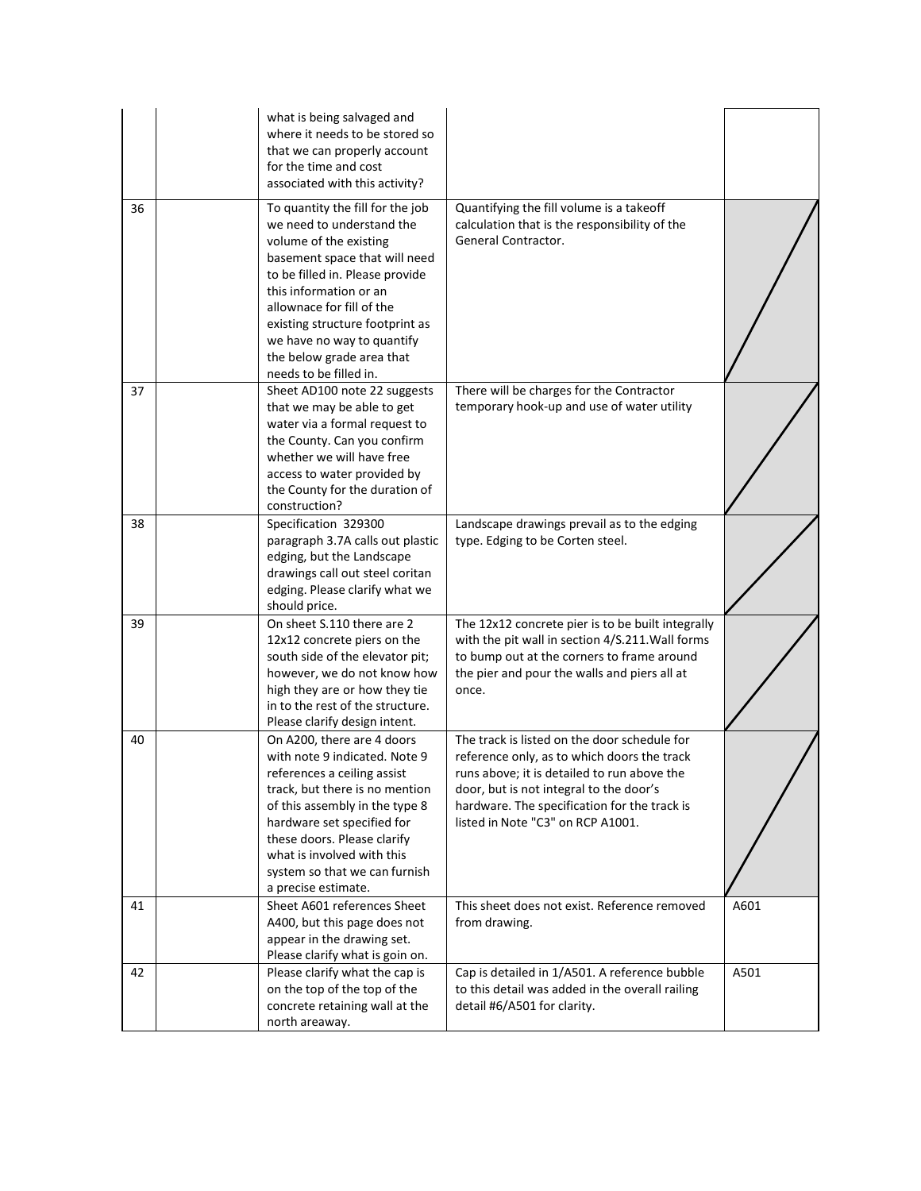|  |  |  |  |  |
|---|---|---|---|---|
|  |  | what is being salvaged and where it needs to be stored so that we can properly account for the time and cost associated with this activity? |  |  |
| 36 |  | To quantity the fill for the job we need to understand the volume of the existing basement space that will need to be filled in. Please provide this information or an allownace for fill of the existing structure footprint as we have no way to quantify the below grade area that needs to be filled in. | Quantifying the fill volume is a takeoff calculation that is the responsibility of the General Contractor. |  |
| 37 |  | Sheet AD100 note 22 suggests that we may be able to get water via a formal request to the County. Can you confirm whether we will have free access to water provided by the County for the duration of construction? | There will be charges for the Contractor temporary hook-up and use of water utility |  |
| 38 |  | Specification 329300 paragraph 3.7A calls out plastic edging, but the Landscape drawings call out steel coritan edging. Please clarify what we should price. | Landscape drawings prevail as to the edging type. Edging to be Corten steel. |  |
| 39 |  | On sheet S.110 there are 2 12x12 concrete piers on the south side of the elevator pit; however, we do not know how high they are or how they tie in to the rest of the structure. Please clarify design intent. | The 12x12 concrete pier is to be built integrally with the pit wall in section 4/S.211.Wall forms to bump out at the corners to frame around the pier and pour the walls and piers all at once. |  |
| 40 |  | On A200, there are 4 doors with note 9 indicated. Note 9 references a ceiling assist track, but there is no mention of this assembly in the type 8 hardware set specified for these doors. Please clarify what is involved with this system so that we can furnish a precise estimate. | The track is listed on the door schedule for reference only, as to which doors the track runs above; it is detailed to run above the door, but is not integral to the door's hardware. The specification for the track is listed in Note "C3" on RCP A1001. |  |
| 41 |  | Sheet A601 references Sheet A400, but this page does not appear in the drawing set. Please clarify what is goin on. | This sheet does not exist. Reference removed from drawing. | A601 |
| 42 |  | Please clarify what the cap is on the top of the top of the concrete retaining wall at the north areaway. | Cap is detailed in 1/A501. A reference bubble to this detail was added in the overall railing detail #6/A501 for clarity. | A501 |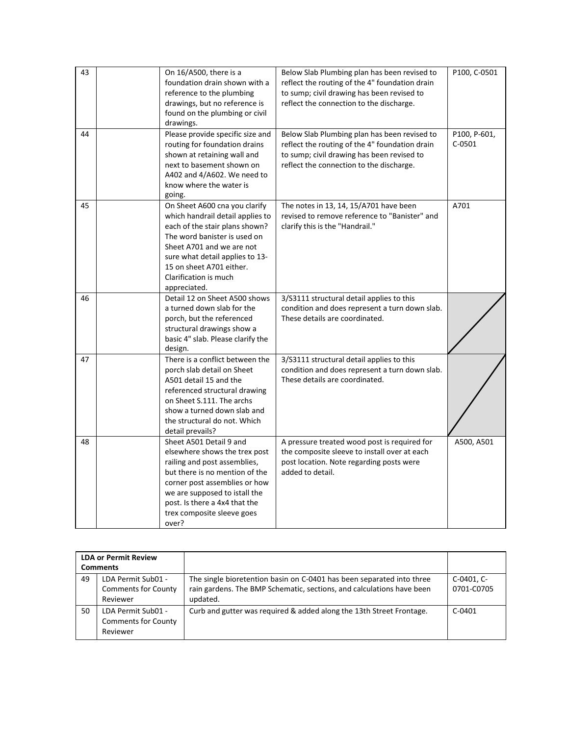| | | | | |
|---|---|---|---|---|
| 43 | | On 16/A500, there is a foundation drain shown with a reference to the plumbing drawings, but no reference is found on the plumbing or civil drawings. | Below Slab Plumbing plan has been revised to reflect the routing of the 4" foundation drain to sump; civil drawing has been revised to reflect the connection to the discharge. | P100, C-0501 |
| 44 | | Please provide specific size and routing for foundation drains shown at retaining wall and next to basement shown on A402 and 4/A602. We need to know where the water is going. | Below Slab Plumbing plan has been revised to reflect the routing of the 4" foundation drain to sump; civil drawing has been revised to reflect the connection to the discharge. | P100, P-601, C-0501 |
| 45 | | On Sheet A600 cna you clarify which handrail detail applies to each of the stair plans shown? The word banister is used on Sheet A701 and we are not sure what detail applies to 13-15 on sheet A701 either. Clarification is much appreciated. | The notes in 13, 14, 15/A701 have been revised to remove reference to "Banister" and clarify this is the "Handrail." | A701 |
| 46 | | Detail 12 on Sheet A500 shows a turned down slab for the porch, but the referenced structural drawings show a basic 4" slab. Please clarify the design. | 3/S3111 structural detail applies to this condition and does represent a turn down slab. These details are coordinated. | |
| 47 | | There is a conflict between the porch slab detail on Sheet A501 detail 15 and the referenced structural drawing on Sheet S.111. The archs show a turned down slab and the structural do not. Which detail prevails? | 3/S3111 structural detail applies to this condition and does represent a turn down slab. These details are coordinated. | |
| 48 | | Sheet A501 Detail 9 and elsewhere shows the trex post railing and post assemblies, but there is no mention of the corner post assemblies or how we are supposed to istall the post. Is there a 4x4 that the trex composite sleeve goes over? | A pressure treated wood post is required for the composite sleeve to install over at each post location. Note regarding posts were added to detail. | A500, A501 |

| **LDA or Permit Review Comments** | | | |
|---|---|---|---|
| 49 | LDA Permit Sub01 - Comments for County Reviewer | The single bioretention basin on C-0401 has been separated into three rain gardens. The BMP Schematic, sections, and calculations have been updated. | C-0401, C-0701-C0705 |
| 50 | LDA Permit Sub01 - Comments for County Reviewer | Curb and gutter was required & added along the 13th Street Frontage. | C-0401 |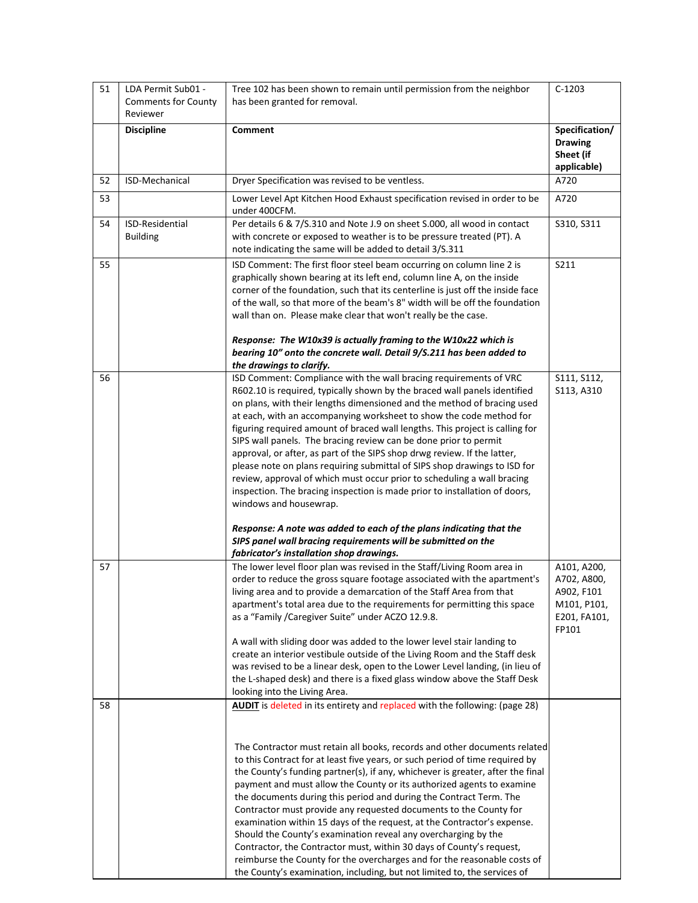| 51 | LDA Permit Sub01 - Comments for County Reviewer | Tree 102 has been shown to remain until permission from the neighbor has been granted for removal. | C-1203 |
|---|---|---|---|
| | **Discipline** | **Comment** | **Specification/ Drawing Sheet (if applicable)** |
| 52 | ISD-Mechanical | Dryer Specification was revised to be ventless. | A720 |
| 53 | | Lower Level Apt Kitchen Hood Exhaust specification revised in order to be under 400CFM. | A720 |
| 54 | ISD-Residential Building | Per details 6 & 7/S.310 and Note J.9 on sheet S.000, all wood in contact with concrete or exposed to weather is to be pressure treated (PT). A note indicating the same will be added to detail 3/S.311 | S310, S311 |
| 55 | | ISD Comment: The first floor steel beam occurring on column line 2 is graphically shown bearing at its left end, column line A, on the inside corner of the foundation, such that its centerline is just off the inside face of the wall, so that more of the beam's 8" width will be off the foundation wall than on. Please make clear that won't really be the case.<br><br>***Response: The W10x39 is actually framing to the W10x22 which is bearing 10" onto the concrete wall. Detail 9/S.211 has been added to the drawings to clarify.*** | S211 |
| 56 | | ISD Comment: Compliance with the wall bracing requirements of VRC R602.10 is required, typically shown by the braced wall panels identified on plans, with their lengths dimensioned and the method of bracing used at each, with an accompanying worksheet to show the code method for figuring required amount of braced wall lengths. This project is calling for SIPS wall panels. The bracing review can be done prior to permit approval, or after, as part of the SIPS shop drwg review. If the latter, please note on plans requiring submittal of SIPS shop drawings to ISD for review, approval of which must occur prior to scheduling a wall bracing inspection. The bracing inspection is made prior to installation of doors, windows and housewrap.<br><br>***Response: A note was added to each of the plans indicating that the SIPS panel wall bracing requirements will be submitted on the fabricator's installation shop drawings.*** | S111, S112, S113, A310 |
| 57 | | The lower level floor plan was revised in the Staff/Living Room area in order to reduce the gross square footage associated with the apartment's living area and to provide a demarcation of the Staff Area from that apartment's total area due to the requirements for permitting this space as a "Family /Caregiver Suite" under ACZO 12.9.8.<br><br>A wall with sliding door was added to the lower level stair landing to create an interior vestibule outside of the Living Room and the Staff desk was revised to be a linear desk, open to the Lower Level landing, (in lieu of the L-shaped desk) and there is a fixed glass window above the Staff Desk looking into the Living Area. | A101, A200, A702, A800, A902, F101 M101, P101, E201, FA101, FP101 |
| 58 | | **AUDIT** is deleted in its entirety and replaced with the following: (page 28)<br><br>The Contractor must retain all books, records and other documents related to this Contract for at least five years, or such period of time required by the County's funding partner(s), if any, whichever is greater, after the final payment and must allow the County or its authorized agents to examine the documents during this period and during the Contract Term. The Contractor must provide any requested documents to the County for examination within 15 days of the request, at the Contractor's expense. Should the County's examination reveal any overcharging by the Contractor, the Contractor must, within 30 days of County's request, reimburse the County for the overcharges and for the reasonable costs of the County's examination, including, but not limited to, the services of | |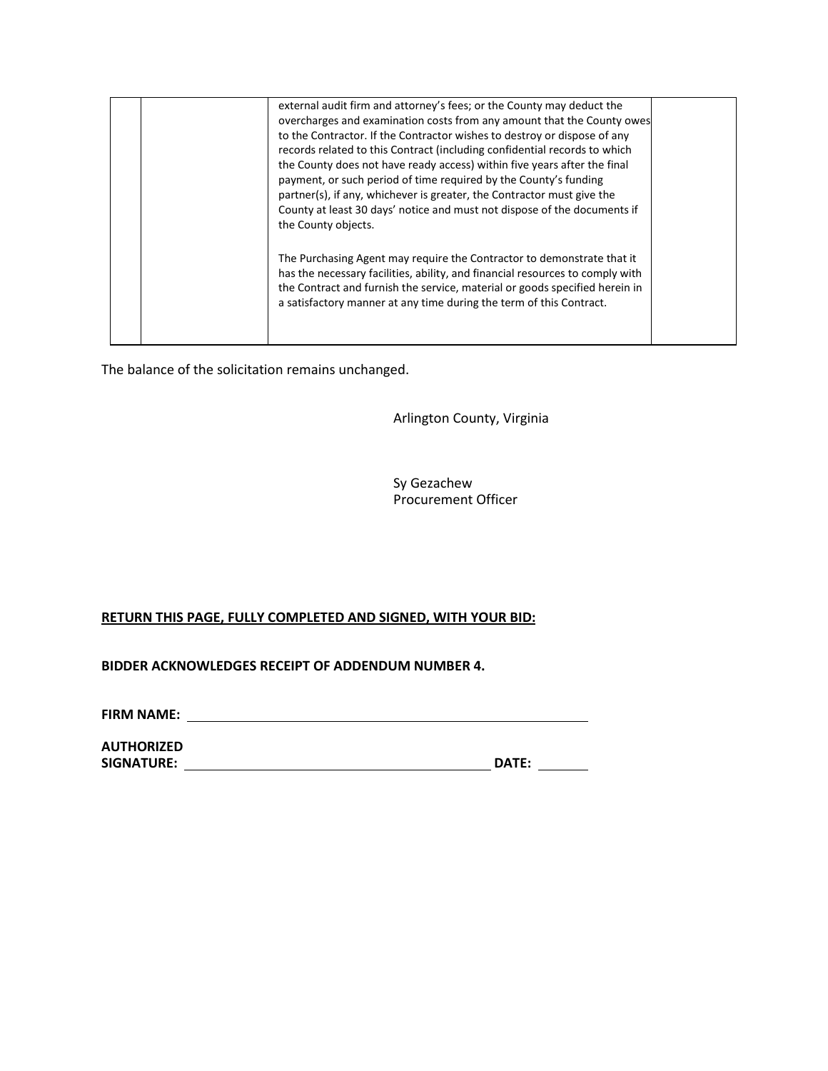| | | | |
|---|---|---|---|
| | | external audit firm and attorney's fees; or the County may deduct the overcharges and examination costs from any amount that the County owes to the Contractor. If the Contractor wishes to destroy or dispose of any records related to this Contract (including confidential records to which the County does not have ready access) within five years after the final payment, or such period of time required by the County's funding partner(s), if any, whichever is greater, the Contractor must give the County at least 30 days' notice and must not dispose of the documents if the County objects.<br><br>The Purchasing Agent may require the Contractor to demonstrate that it has the necessary facilities, ability, and financial resources to comply with the Contract and furnish the service, material or goods specified herein in a satisfactory manner at any time during the term of this Contract. | |

The balance of the solicitation remains unchanged.

Arlington County, Virginia

Sy Gezachew
Procurement Officer

**RETURN THIS PAGE, FULLY COMPLETED AND SIGNED, WITH YOUR BID:**

**BIDDER ACKNOWLEDGES RECEIPT OF ADDENDUM NUMBER 4.**

**FIRM NAME:** ______________________________________________

**AUTHORIZED SIGNATURE:** ___________________________________ **DATE:** ________